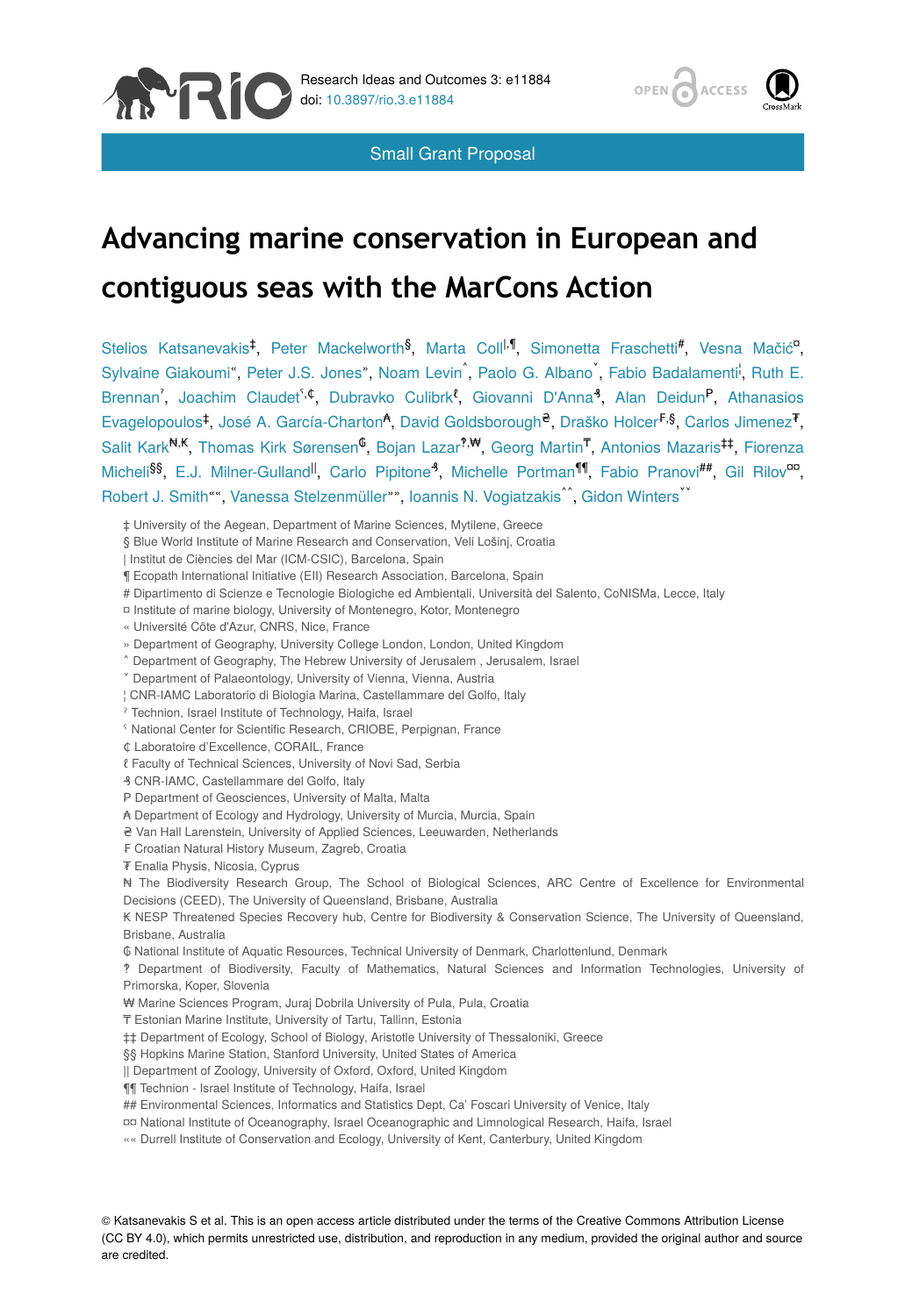Research Ideas and Outcomes 3: e11884
doi: 10.3897/rio.3.e11884

Small Grant Proposal

# Advancing marine conservation in European and contiguous seas with the MarCons Action

Stelios Katsanevakis[‡], Peter Mackelworth[§], Marta Coll[|,¶], Simonetta Fraschetti[#], Vesna Mačić[¤], Sylvaine Giakoumi[«], Peter J.S. Jones[»], Noam Levin[˄], Paolo G. Albano[˅], Fabio Badalamenti[¦], Ruth E. Brennan[ˀ], Joachim Claudet[ˁ,₵], Dubravko Culibrk[ℓ], Giovanni D'Anna[₰], Alan Deidun[₱], Athanasios Evagelopoulos[‡], José A. García-Charton[₳], David Goldsborough[₴], Draško Holcer[₣,§], Carlos Jimenez[₮], Salit Kark[₦,₭], Thomas Kirk Sørensen[₲], Bojan Lazar[‽,₩], Georg Martin[₸], Antonios Mazaris[‡‡], Fiorenza Micheli[§§], E.J. Milner-Gulland[||], Carlo Pipitone[₰], Michelle Portman[¶¶], Fabio Pranovi[##], Gil Rilov[¤¤], Robert J. Smith[««], Vanessa Stelzenmüller[»»], Ioannis N. Vogiatzakis[˄˄], Gidon Winters[˅˅]

‡ University of the Aegean, Department of Marine Sciences, Mytilene, Greece
§ Blue World Institute of Marine Research and Conservation, Veli Lošinj, Croatia
| Institut de Ciències del Mar (ICM-CSIC), Barcelona, Spain
¶ Ecopath International Initiative (EII) Research Association, Barcelona, Spain
# Dipartimento di Scienze e Tecnologie Biologiche ed Ambientali, Università del Salento, CoNISMa, Lecce, Italy
¤ Institute of marine biology, University of Montenegro, Kotor, Montenegro
« Université Côte d'Azur, CNRS, Nice, France
» Department of Geography, University College London, London, United Kingdom
˄ Department of Geography, The Hebrew University of Jerusalem , Jerusalem, Israel
˅ Department of Palaeontology, University of Vienna, Vienna, Austria
¦ CNR-IAMC Laboratorio di Biologia Marina, Castellammare del Golfo, Italy
ˀ Technion, Israel Institute of Technology, Haifa, Israel
ˁ National Center for Scientific Research, CRIOBE, Perpignan, France
₵ Laboratoire d'Excellence, CORAIL, France
ℓ Faculty of Technical Sciences, University of Novi Sad, Serbia
₰ CNR-IAMC, Castellammare del Golfo, Italy
₱ Department of Geosciences, University of Malta, Malta
₳ Department of Ecology and Hydrology, University of Murcia, Murcia, Spain
₴ Van Hall Larenstein, University of Applied Sciences, Leeuwarden, Netherlands
₣ Croatian Natural History Museum, Zagreb, Croatia
₮ Enalia Physis, Nicosia, Cyprus
₦ The Biodiversity Research Group, The School of Biological Sciences, ARC Centre of Excellence for Environmental Decisions (CEED), The University of Queensland, Brisbane, Australia
₭ NESP Threatened Species Recovery hub, Centre for Biodiversity & Conservation Science, The University of Queensland, Brisbane, Australia
₲ National Institute of Aquatic Resources, Technical University of Denmark, Charlottenlund, Denmark
‽ Department of Biodiversity, Faculty of Mathematics, Natural Sciences and Information Technologies, University of Primorska, Koper, Slovenia
₩ Marine Sciences Program, Juraj Dobrila University of Pula, Pula, Croatia
₸ Estonian Marine Institute, University of Tartu, Tallinn, Estonia
‡‡ Department of Ecology, School of Biology, Aristotle University of Thessaloniki, Greece
§§ Hopkins Marine Station, Stanford University, United States of America
|| Department of Zoology, University of Oxford, Oxford, United Kingdom
¶¶ Technion - Israel Institute of Technology, Haifa, Israel
## Environmental Sciences, Informatics and Statistics Dept, Ca' Foscari University of Venice, Italy
¤¤ National Institute of Oceanography, Israel Oceanographic and Limnological Research, Haifa, Israel
«« Durrell Institute of Conservation and Ecology, University of Kent, Canterbury, United Kingdom

© Katsanevakis S et al. This is an open access article distributed under the terms of the Creative Commons Attribution License (CC BY 4.0), which permits unrestricted use, distribution, and reproduction in any medium, provided the original author and source are credited.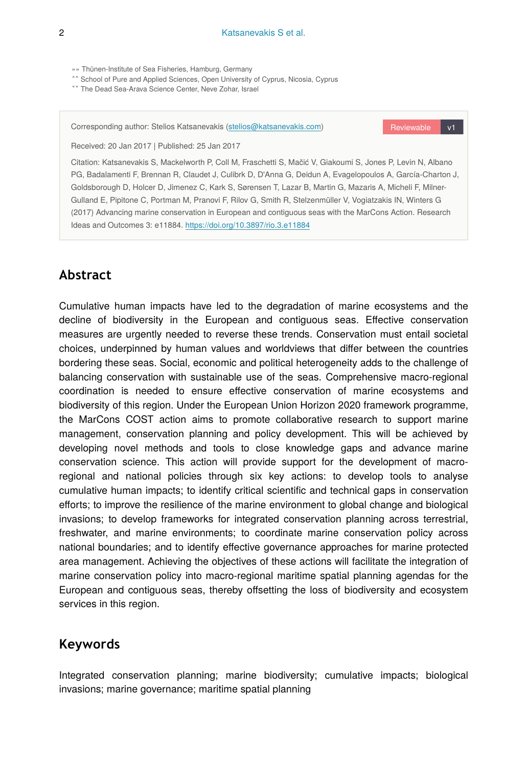»» Thünen-Institute of Sea Fisheries, Hamburg, Germany
^^ School of Pure and Applied Sciences, Open University of Cyprus, Nicosia, Cyprus
˅˅ The Dead Sea-Arava Science Center, Neve Zohar, Israel

Corresponding author: Stelios Katsanevakis (stelios@katsanevakis.com)

Reviewable v1

Received: 20 Jan 2017 | Published: 25 Jan 2017

Citation: Katsanevakis S, Mackelworth P, Coll M, Fraschetti S, Mačić V, Giakoumi S, Jones P, Levin N, Albano PG, Badalamenti F, Brennan R, Claudet J, Culibrk D, D'Anna G, Deidun A, Evagelopoulos A, García-Charton J, Goldsborough D, Holcer D, Jimenez C, Kark S, Sørensen T, Lazar B, Martin G, Mazaris A, Micheli F, Milner-Gulland E, Pipitone C, Portman M, Pranovi F, Rilov G, Smith R, Stelzenmüller V, Vogiatzakis IN, Winters G (2017) Advancing marine conservation in European and contiguous seas with the MarCons Action. Research Ideas and Outcomes 3: e11884. https://doi.org/10.3897/rio.3.e11884

## Abstract

Cumulative human impacts have led to the degradation of marine ecosystems and the decline of biodiversity in the European and contiguous seas. Effective conservation measures are urgently needed to reverse these trends. Conservation must entail societal choices, underpinned by human values and worldviews that differ between the countries bordering these seas. Social, economic and political heterogeneity adds to the challenge of balancing conservation with sustainable use of the seas. Comprehensive macro-regional coordination is needed to ensure effective conservation of marine ecosystems and biodiversity of this region. Under the European Union Horizon 2020 framework programme, the MarCons COST action aims to promote collaborative research to support marine management, conservation planning and policy development. This will be achieved by developing novel methods and tools to close knowledge gaps and advance marine conservation science. This action will provide support for the development of macro-regional and national policies through six key actions: to develop tools to analyse cumulative human impacts; to identify critical scientific and technical gaps in conservation efforts; to improve the resilience of the marine environment to global change and biological invasions; to develop frameworks for integrated conservation planning across terrestrial, freshwater, and marine environments; to coordinate marine conservation policy across national boundaries; and to identify effective governance approaches for marine protected area management. Achieving the objectives of these actions will facilitate the integration of marine conservation policy into macro-regional maritime spatial planning agendas for the European and contiguous seas, thereby offsetting the loss of biodiversity and ecosystem services in this region.

## Keywords

Integrated conservation planning; marine biodiversity; cumulative impacts; biological invasions; marine governance; maritime spatial planning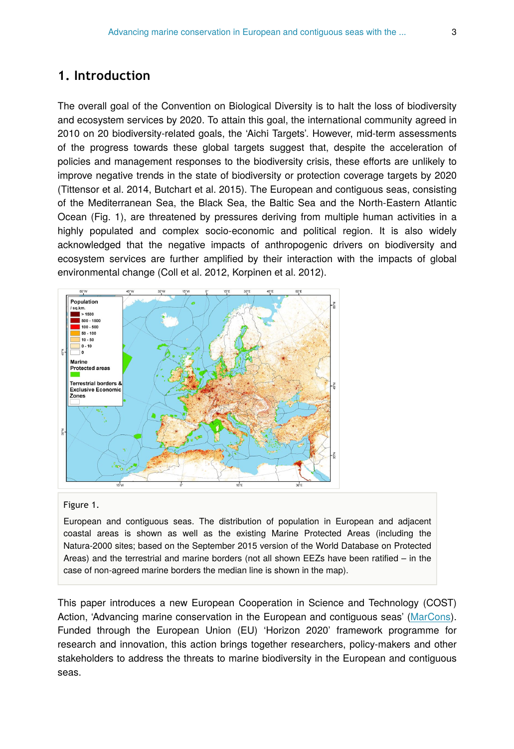## 1. Introduction

The overall goal of the Convention on Biological Diversity is to halt the loss of biodiversity and ecosystem services by 2020. To attain this goal, the international community agreed in 2010 on 20 biodiversity-related goals, the 'Aichi Targets'. However, mid-term assessments of the progress towards these global targets suggest that, despite the acceleration of policies and management responses to the biodiversity crisis, these efforts are unlikely to improve negative trends in the state of biodiversity or protection coverage targets by 2020 (Tittensor et al. 2014, Butchart et al. 2015). The European and contiguous seas, consisting of the Mediterranean Sea, the Black Sea, the Baltic Sea and the North-Eastern Atlantic Ocean (Fig. 1), are threatened by pressures deriving from multiple human activities in a highly populated and complex socio-economic and political region. It is also widely acknowledged that the negative impacts of anthropogenic drivers on biodiversity and ecosystem services are further amplified by their interaction with the impacts of global environmental change (Coll et al. 2012, Korpinen et al. 2012).

Figure 1.

European and contiguous seas. The distribution of population in European and adjacent coastal areas is shown as well as the existing Marine Protected Areas (including the Natura-2000 sites; based on the September 2015 version of the World Database on Protected Areas) and the terrestrial and marine borders (not all shown EEZs have been ratified – in the case of non-agreed marine borders the median line is shown in the map).

This paper introduces a new European Cooperation in Science and Technology (COST) Action, 'Advancing marine conservation in the European and contiguous seas' (MarCons). Funded through the European Union (EU) 'Horizon 2020' framework programme for research and innovation, this action brings together researchers, policy-makers and other stakeholders to address the threats to marine biodiversity in the European and contiguous seas.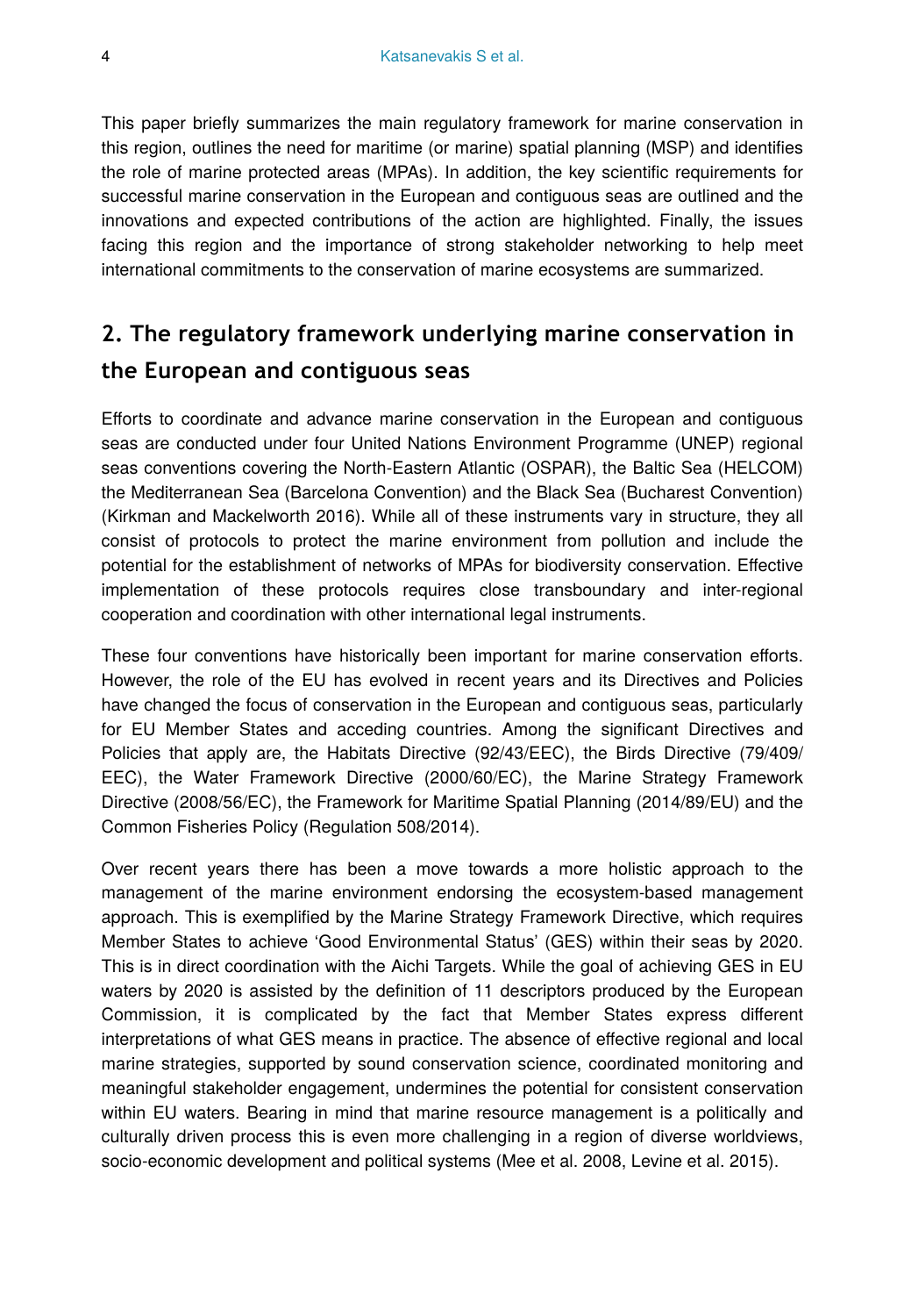This paper briefly summarizes the main regulatory framework for marine conservation in this region, outlines the need for maritime (or marine) spatial planning (MSP) and identifies the role of marine protected areas (MPAs). In addition, the key scientific requirements for successful marine conservation in the European and contiguous seas are outlined and the innovations and expected contributions of the action are highlighted. Finally, the issues facing this region and the importance of strong stakeholder networking to help meet international commitments to the conservation of marine ecosystems are summarized.

## 2. The regulatory framework underlying marine conservation in the European and contiguous seas

Efforts to coordinate and advance marine conservation in the European and contiguous seas are conducted under four United Nations Environment Programme (UNEP) regional seas conventions covering the North-Eastern Atlantic (OSPAR), the Baltic Sea (HELCOM) the Mediterranean Sea (Barcelona Convention) and the Black Sea (Bucharest Convention) (Kirkman and Mackelworth 2016). While all of these instruments vary in structure, they all consist of protocols to protect the marine environment from pollution and include the potential for the establishment of networks of MPAs for biodiversity conservation. Effective implementation of these protocols requires close transboundary and inter-regional cooperation and coordination with other international legal instruments.

These four conventions have historically been important for marine conservation efforts. However, the role of the EU has evolved in recent years and its Directives and Policies have changed the focus of conservation in the European and contiguous seas, particularly for EU Member States and acceding countries. Among the significant Directives and Policies that apply are, the Habitats Directive (92/43/EEC), the Birds Directive (79/409/EEC), the Water Framework Directive (2000/60/EC), the Marine Strategy Framework Directive (2008/56/EC), the Framework for Maritime Spatial Planning (2014/89/EU) and the Common Fisheries Policy (Regulation 508/2014).

Over recent years there has been a move towards a more holistic approach to the management of the marine environment endorsing the ecosystem-based management approach. This is exemplified by the Marine Strategy Framework Directive, which requires Member States to achieve 'Good Environmental Status' (GES) within their seas by 2020. This is in direct coordination with the Aichi Targets. While the goal of achieving GES in EU waters by 2020 is assisted by the definition of 11 descriptors produced by the European Commission, it is complicated by the fact that Member States express different interpretations of what GES means in practice. The absence of effective regional and local marine strategies, supported by sound conservation science, coordinated monitoring and meaningful stakeholder engagement, undermines the potential for consistent conservation within EU waters. Bearing in mind that marine resource management is a politically and culturally driven process this is even more challenging in a region of diverse worldviews, socio-economic development and political systems (Mee et al. 2008, Levine et al. 2015).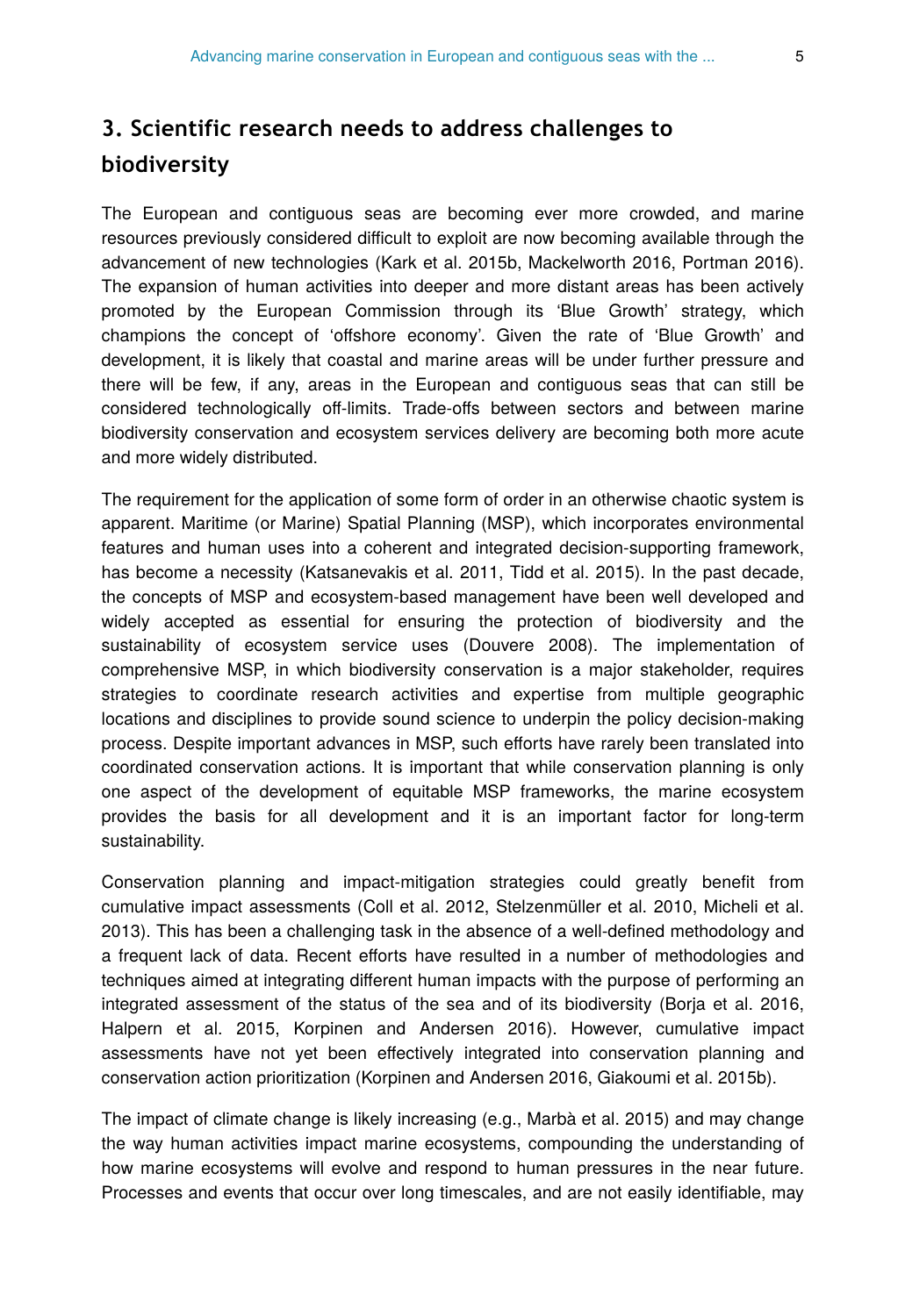## 3. Scientific research needs to address challenges to biodiversity

The European and contiguous seas are becoming ever more crowded, and marine resources previously considered difficult to exploit are now becoming available through the advancement of new technologies (Kark et al. 2015b, Mackelworth 2016, Portman 2016). The expansion of human activities into deeper and more distant areas has been actively promoted by the European Commission through its 'Blue Growth' strategy, which champions the concept of 'offshore economy'. Given the rate of 'Blue Growth' and development, it is likely that coastal and marine areas will be under further pressure and there will be few, if any, areas in the European and contiguous seas that can still be considered technologically off-limits. Trade-offs between sectors and between marine biodiversity conservation and ecosystem services delivery are becoming both more acute and more widely distributed.

The requirement for the application of some form of order in an otherwise chaotic system is apparent. Maritime (or Marine) Spatial Planning (MSP), which incorporates environmental features and human uses into a coherent and integrated decision-supporting framework, has become a necessity (Katsanevakis et al. 2011, Tidd et al. 2015). In the past decade, the concepts of MSP and ecosystem-based management have been well developed and widely accepted as essential for ensuring the protection of biodiversity and the sustainability of ecosystem service uses (Douvere 2008). The implementation of comprehensive MSP, in which biodiversity conservation is a major stakeholder, requires strategies to coordinate research activities and expertise from multiple geographic locations and disciplines to provide sound science to underpin the policy decision-making process. Despite important advances in MSP, such efforts have rarely been translated into coordinated conservation actions. It is important that while conservation planning is only one aspect of the development of equitable MSP frameworks, the marine ecosystem provides the basis for all development and it is an important factor for long-term sustainability.

Conservation planning and impact-mitigation strategies could greatly benefit from cumulative impact assessments (Coll et al. 2012, Stelzenmüller et al. 2010, Micheli et al. 2013). This has been a challenging task in the absence of a well-defined methodology and a frequent lack of data. Recent efforts have resulted in a number of methodologies and techniques aimed at integrating different human impacts with the purpose of performing an integrated assessment of the status of the sea and of its biodiversity (Borja et al. 2016, Halpern et al. 2015, Korpinen and Andersen 2016). However, cumulative impact assessments have not yet been effectively integrated into conservation planning and conservation action prioritization (Korpinen and Andersen 2016, Giakoumi et al. 2015b).

The impact of climate change is likely increasing (e.g., Marbà et al. 2015) and may change the way human activities impact marine ecosystems, compounding the understanding of how marine ecosystems will evolve and respond to human pressures in the near future. Processes and events that occur over long timescales, and are not easily identifiable, may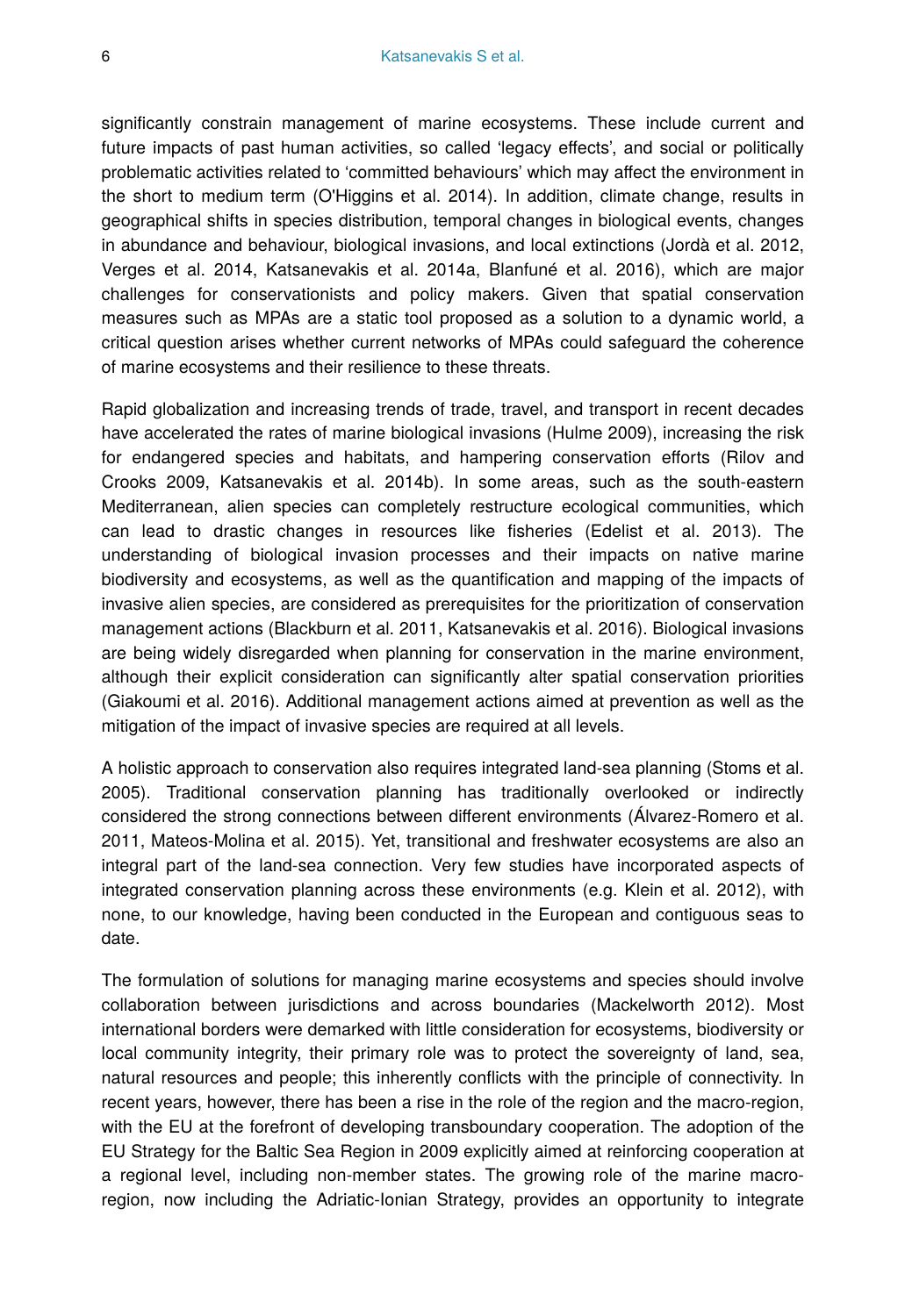significantly constrain management of marine ecosystems. These include current and future impacts of past human activities, so called 'legacy effects', and social or politically problematic activities related to 'committed behaviours' which may affect the environment in the short to medium term (O'Higgins et al. 2014). In addition, climate change, results in geographical shifts in species distribution, temporal changes in biological events, changes in abundance and behaviour, biological invasions, and local extinctions (Jordà et al. 2012, Verges et al. 2014, Katsanevakis et al. 2014a, Blanfuné et al. 2016), which are major challenges for conservationists and policy makers. Given that spatial conservation measures such as MPAs are a static tool proposed as a solution to a dynamic world, a critical question arises whether current networks of MPAs could safeguard the coherence of marine ecosystems and their resilience to these threats.

Rapid globalization and increasing trends of trade, travel, and transport in recent decades have accelerated the rates of marine biological invasions (Hulme 2009), increasing the risk for endangered species and habitats, and hampering conservation efforts (Rilov and Crooks 2009, Katsanevakis et al. 2014b). In some areas, such as the south-eastern Mediterranean, alien species can completely restructure ecological communities, which can lead to drastic changes in resources like fisheries (Edelist et al. 2013). The understanding of biological invasion processes and their impacts on native marine biodiversity and ecosystems, as well as the quantification and mapping of the impacts of invasive alien species, are considered as prerequisites for the prioritization of conservation management actions (Blackburn et al. 2011, Katsanevakis et al. 2016). Biological invasions are being widely disregarded when planning for conservation in the marine environment, although their explicit consideration can significantly alter spatial conservation priorities (Giakoumi et al. 2016). Additional management actions aimed at prevention as well as the mitigation of the impact of invasive species are required at all levels.

A holistic approach to conservation also requires integrated land-sea planning (Stoms et al. 2005). Traditional conservation planning has traditionally overlooked or indirectly considered the strong connections between different environments (Álvarez-Romero et al. 2011, Mateos-Molina et al. 2015). Yet, transitional and freshwater ecosystems are also an integral part of the land-sea connection. Very few studies have incorporated aspects of integrated conservation planning across these environments (e.g. Klein et al. 2012), with none, to our knowledge, having been conducted in the European and contiguous seas to date.

The formulation of solutions for managing marine ecosystems and species should involve collaboration between jurisdictions and across boundaries (Mackelworth 2012). Most international borders were demarked with little consideration for ecosystems, biodiversity or local community integrity, their primary role was to protect the sovereignty of land, sea, natural resources and people; this inherently conflicts with the principle of connectivity. In recent years, however, there has been a rise in the role of the region and the macro-region, with the EU at the forefront of developing transboundary cooperation. The adoption of the EU Strategy for the Baltic Sea Region in 2009 explicitly aimed at reinforcing cooperation at a regional level, including non-member states. The growing role of the marine macro-region, now including the Adriatic-Ionian Strategy, provides an opportunity to integrate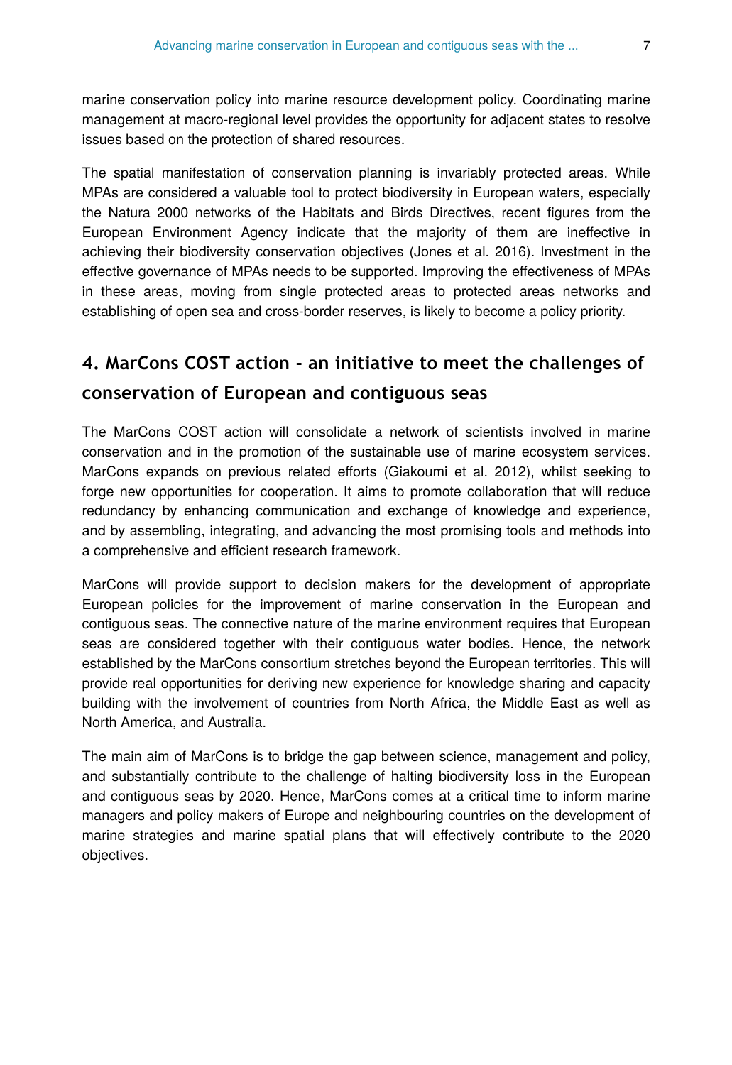marine conservation policy into marine resource development policy. Coordinating marine management at macro-regional level provides the opportunity for adjacent states to resolve issues based on the protection of shared resources.

The spatial manifestation of conservation planning is invariably protected areas. While MPAs are considered a valuable tool to protect biodiversity in European waters, especially the Natura 2000 networks of the Habitats and Birds Directives, recent figures from the European Environment Agency indicate that the majority of them are ineffective in achieving their biodiversity conservation objectives (Jones et al. 2016). Investment in the effective governance of MPAs needs to be supported. Improving the effectiveness of MPAs in these areas, moving from single protected areas to protected areas networks and establishing of open sea and cross-border reserves, is likely to become a policy priority.

## 4. MarCons COST action - an initiative to meet the challenges of conservation of European and contiguous seas

The MarCons COST action will consolidate a network of scientists involved in marine conservation and in the promotion of the sustainable use of marine ecosystem services. MarCons expands on previous related efforts (Giakoumi et al. 2012), whilst seeking to forge new opportunities for cooperation. It aims to promote collaboration that will reduce redundancy by enhancing communication and exchange of knowledge and experience, and by assembling, integrating, and advancing the most promising tools and methods into a comprehensive and efficient research framework.

MarCons will provide support to decision makers for the development of appropriate European policies for the improvement of marine conservation in the European and contiguous seas. The connective nature of the marine environment requires that European seas are considered together with their contiguous water bodies. Hence, the network established by the MarCons consortium stretches beyond the European territories. This will provide real opportunities for deriving new experience for knowledge sharing and capacity building with the involvement of countries from North Africa, the Middle East as well as North America, and Australia.

The main aim of MarCons is to bridge the gap between science, management and policy, and substantially contribute to the challenge of halting biodiversity loss in the European and contiguous seas by 2020. Hence, MarCons comes at a critical time to inform marine managers and policy makers of Europe and neighbouring countries on the development of marine strategies and marine spatial plans that will effectively contribute to the 2020 objectives.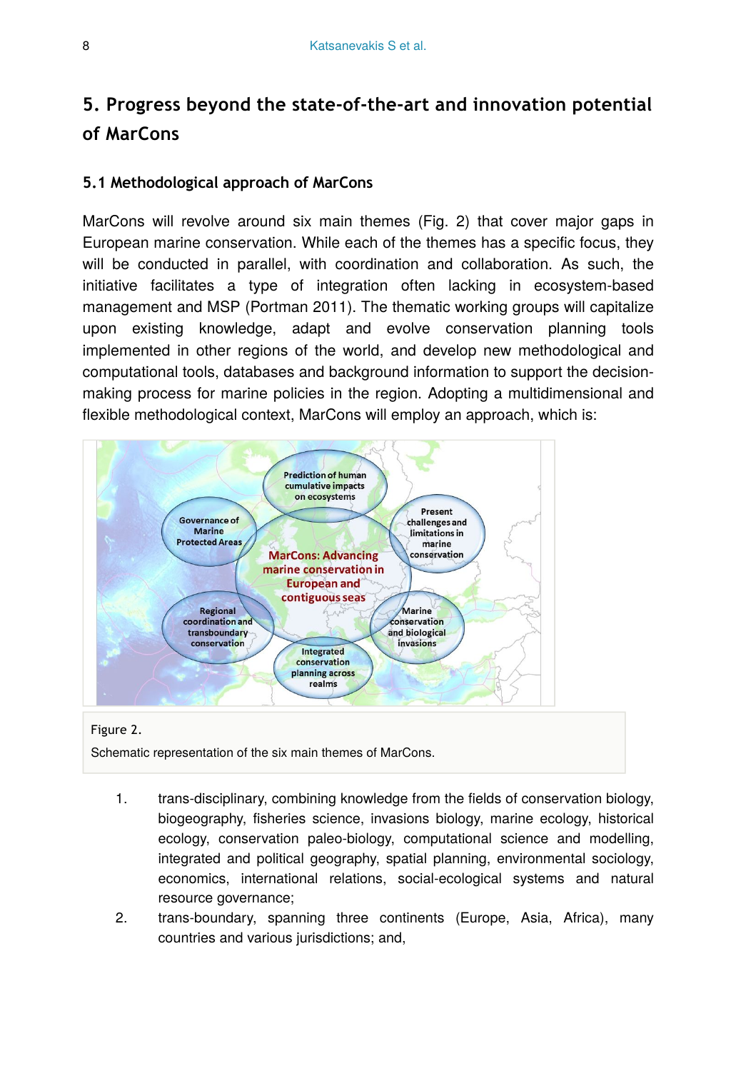## 5. Progress beyond the state-of-the-art and innovation potential of MarCons

### 5.1 Methodological approach of MarCons

MarCons will revolve around six main themes (Fig. 2) that cover major gaps in European marine conservation. While each of the themes has a specific focus, they will be conducted in parallel, with coordination and collaboration. As such, the initiative facilitates a type of integration often lacking in ecosystem-based management and MSP (Portman 2011). The thematic working groups will capitalize upon existing knowledge, adapt and evolve conservation planning tools implemented in other regions of the world, and develop new methodological and computational tools, databases and background information to support the decision-making process for marine policies in the region. Adopting a multidimensional and flexible methodological context, MarCons will employ an approach, which is:

Figure 2.

Schematic representation of the six main themes of MarCons.

1. trans-disciplinary, combining knowledge from the fields of conservation biology, biogeography, fisheries science, invasions biology, marine ecology, historical ecology, conservation paleo-biology, computational science and modelling, integrated and political geography, spatial planning, environmental sociology, economics, international relations, social-ecological systems and natural resource governance;
2. trans-boundary, spanning three continents (Europe, Asia, Africa), many countries and various jurisdictions; and,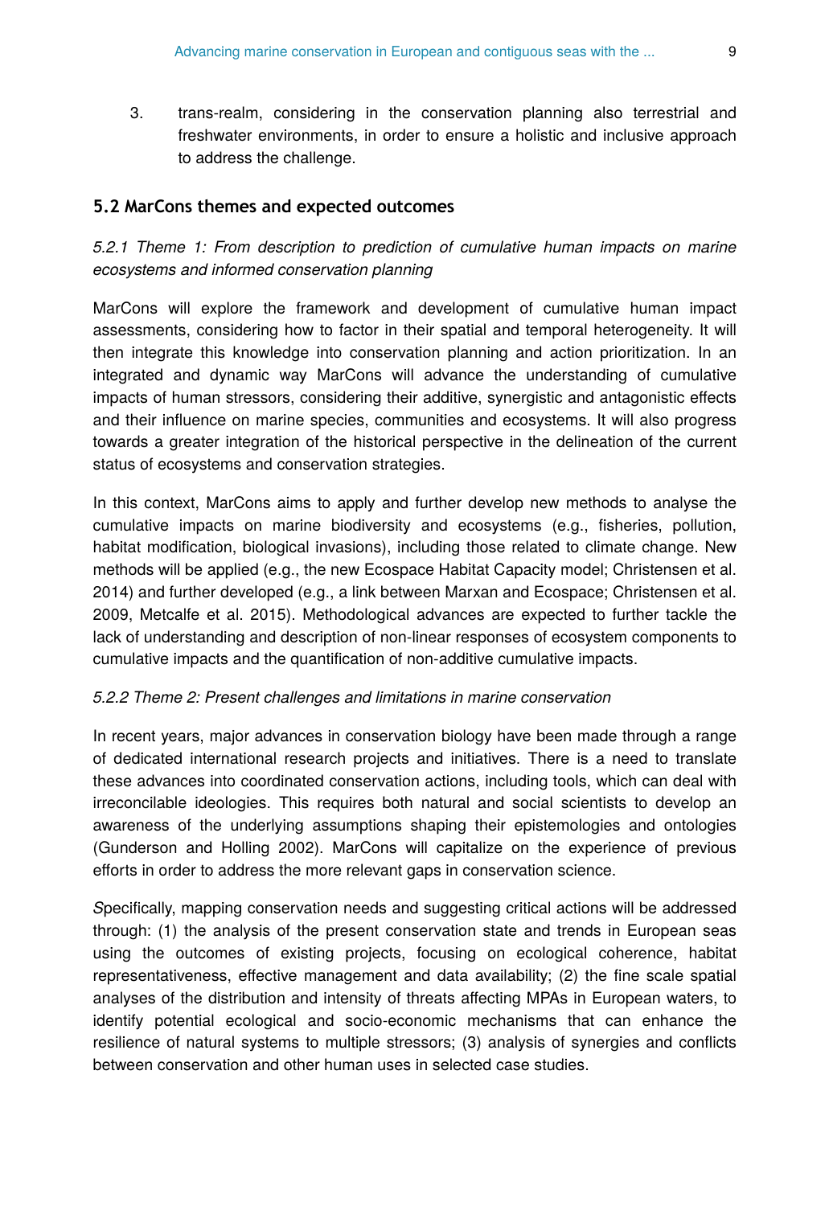3. trans-realm, considering in the conservation planning also terrestrial and freshwater environments, in order to ensure a holistic and inclusive approach to address the challenge.

### 5.2 MarCons themes and expected outcomes

#### *5.2.1 Theme 1: From description to prediction of cumulative human impacts on marine ecosystems and informed conservation planning*

MarCons will explore the framework and development of cumulative human impact assessments, considering how to factor in their spatial and temporal heterogeneity. It will then integrate this knowledge into conservation planning and action prioritization. In an integrated and dynamic way MarCons will advance the understanding of cumulative impacts of human stressors, considering their additive, synergistic and antagonistic effects and their influence on marine species, communities and ecosystems. It will also progress towards a greater integration of the historical perspective in the delineation of the current status of ecosystems and conservation strategies.

In this context, MarCons aims to apply and further develop new methods to analyse the cumulative impacts on marine biodiversity and ecosystems (e.g., fisheries, pollution, habitat modification, biological invasions), including those related to climate change. New methods will be applied (e.g., the new Ecospace Habitat Capacity model; Christensen et al. 2014) and further developed (e.g., a link between Marxan and Ecospace; Christensen et al. 2009, Metcalfe et al. 2015). Methodological advances are expected to further tackle the lack of understanding and description of non-linear responses of ecosystem components to cumulative impacts and the quantification of non-additive cumulative impacts.

#### *5.2.2 Theme 2: Present challenges and limitations in marine conservation*

In recent years, major advances in conservation biology have been made through a range of dedicated international research projects and initiatives. There is a need to translate these advances into coordinated conservation actions, including tools, which can deal with irreconcilable ideologies. This requires both natural and social scientists to develop an awareness of the underlying assumptions shaping their epistemologies and ontologies (Gunderson and Holling 2002). MarCons will capitalize on the experience of previous efforts in order to address the more relevant gaps in conservation science.

Specifically, mapping conservation needs and suggesting critical actions will be addressed through: (1) the analysis of the present conservation state and trends in European seas using the outcomes of existing projects, focusing on ecological coherence, habitat representativeness, effective management and data availability; (2) the fine scale spatial analyses of the distribution and intensity of threats affecting MPAs in European waters, to identify potential ecological and socio-economic mechanisms that can enhance the resilience of natural systems to multiple stressors; (3) analysis of synergies and conflicts between conservation and other human uses in selected case studies.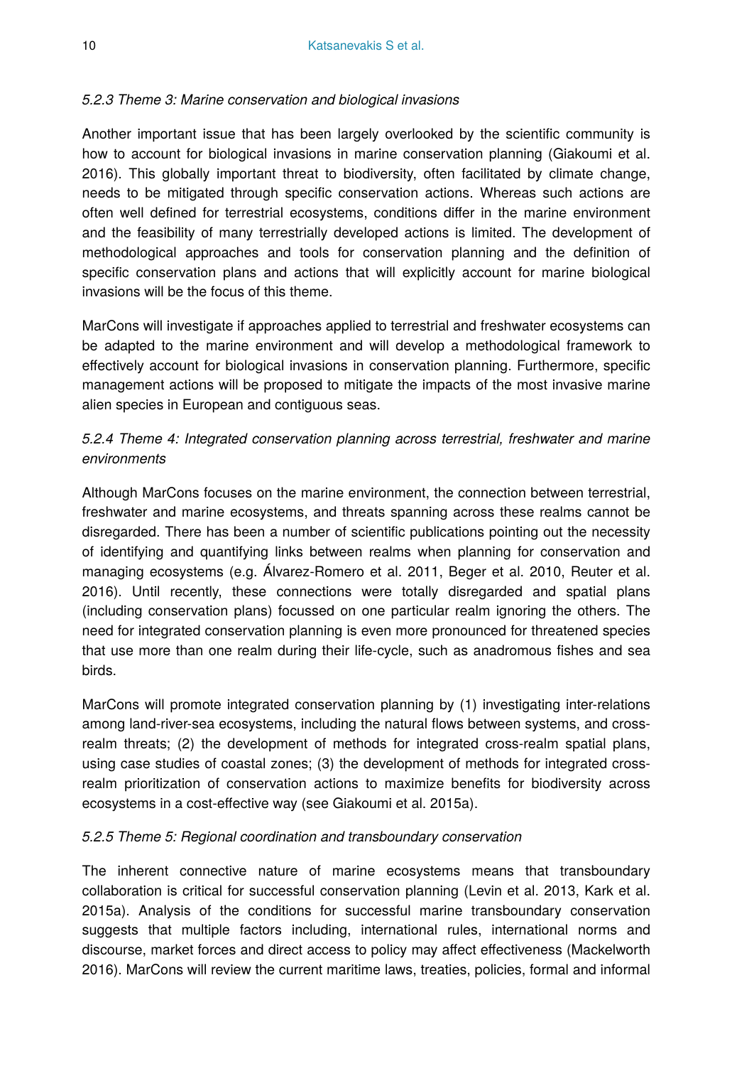#### *5.2.3 Theme 3: Marine conservation and biological invasions*

Another important issue that has been largely overlooked by the scientific community is how to account for biological invasions in marine conservation planning (Giakoumi et al. 2016). This globally important threat to biodiversity, often facilitated by climate change, needs to be mitigated through specific conservation actions. Whereas such actions are often well defined for terrestrial ecosystems, conditions differ in the marine environment and the feasibility of many terrestrially developed actions is limited. The development of methodological approaches and tools for conservation planning and the definition of specific conservation plans and actions that will explicitly account for marine biological invasions will be the focus of this theme.

MarCons will investigate if approaches applied to terrestrial and freshwater ecosystems can be adapted to the marine environment and will develop a methodological framework to effectively account for biological invasions in conservation planning. Furthermore, specific management actions will be proposed to mitigate the impacts of the most invasive marine alien species in European and contiguous seas.

#### *5.2.4 Theme 4: Integrated conservation planning across terrestrial, freshwater and marine environments*

Although MarCons focuses on the marine environment, the connection between terrestrial, freshwater and marine ecosystems, and threats spanning across these realms cannot be disregarded. There has been a number of scientific publications pointing out the necessity of identifying and quantifying links between realms when planning for conservation and managing ecosystems (e.g. Álvarez-Romero et al. 2011, Beger et al. 2010, Reuter et al. 2016). Until recently, these connections were totally disregarded and spatial plans (including conservation plans) focussed on one particular realm ignoring the others. The need for integrated conservation planning is even more pronounced for threatened species that use more than one realm during their life-cycle, such as anadromous fishes and sea birds.

MarCons will promote integrated conservation planning by (1) investigating inter-relations among land-river-sea ecosystems, including the natural flows between systems, and cross-realm threats; (2) the development of methods for integrated cross-realm spatial plans, using case studies of coastal zones; (3) the development of methods for integrated cross-realm prioritization of conservation actions to maximize benefits for biodiversity across ecosystems in a cost-effective way (see Giakoumi et al. 2015a).

#### *5.2.5 Theme 5: Regional coordination and transboundary conservation*

The inherent connective nature of marine ecosystems means that transboundary collaboration is critical for successful conservation planning (Levin et al. 2013, Kark et al. 2015a). Analysis of the conditions for successful marine transboundary conservation suggests that multiple factors including, international rules, international norms and discourse, market forces and direct access to policy may affect effectiveness (Mackelworth 2016). MarCons will review the current maritime laws, treaties, policies, formal and informal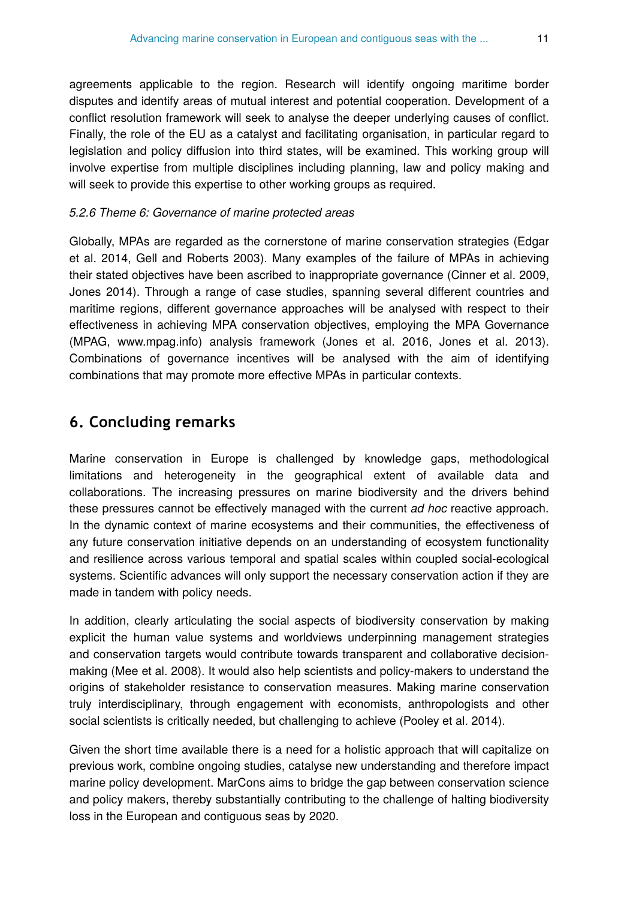agreements applicable to the region. Research will identify ongoing maritime border disputes and identify areas of mutual interest and potential cooperation. Development of a conflict resolution framework will seek to analyse the deeper underlying causes of conflict. Finally, the role of the EU as a catalyst and facilitating organisation, in particular regard to legislation and policy diffusion into third states, will be examined. This working group will involve expertise from multiple disciplines including planning, law and policy making and will seek to provide this expertise to other working groups as required.

#### *5.2.6 Theme 6: Governance of marine protected areas*

Globally, MPAs are regarded as the cornerstone of marine conservation strategies (Edgar et al. 2014, Gell and Roberts 2003). Many examples of the failure of MPAs in achieving their stated objectives have been ascribed to inappropriate governance (Cinner et al. 2009, Jones 2014). Through a range of case studies, spanning several different countries and maritime regions, different governance approaches will be analysed with respect to their effectiveness in achieving MPA conservation objectives, employing the MPA Governance (MPAG, www.mpag.info) analysis framework (Jones et al. 2016, Jones et al. 2013). Combinations of governance incentives will be analysed with the aim of identifying combinations that may promote more effective MPAs in particular contexts.

## 6. Concluding remarks

Marine conservation in Europe is challenged by knowledge gaps, methodological limitations and heterogeneity in the geographical extent of available data and collaborations. The increasing pressures on marine biodiversity and the drivers behind these pressures cannot be effectively managed with the current *ad hoc* reactive approach. In the dynamic context of marine ecosystems and their communities, the effectiveness of any future conservation initiative depends on an understanding of ecosystem functionality and resilience across various temporal and spatial scales within coupled social-ecological systems. Scientific advances will only support the necessary conservation action if they are made in tandem with policy needs.

In addition, clearly articulating the social aspects of biodiversity conservation by making explicit the human value systems and worldviews underpinning management strategies and conservation targets would contribute towards transparent and collaborative decision-making (Mee et al. 2008). It would also help scientists and policy-makers to understand the origins of stakeholder resistance to conservation measures. Making marine conservation truly interdisciplinary, through engagement with economists, anthropologists and other social scientists is critically needed, but challenging to achieve (Pooley et al. 2014).

Given the short time available there is a need for a holistic approach that will capitalize on previous work, combine ongoing studies, catalyse new understanding and therefore impact marine policy development. MarCons aims to bridge the gap between conservation science and policy makers, thereby substantially contributing to the challenge of halting biodiversity loss in the European and contiguous seas by 2020.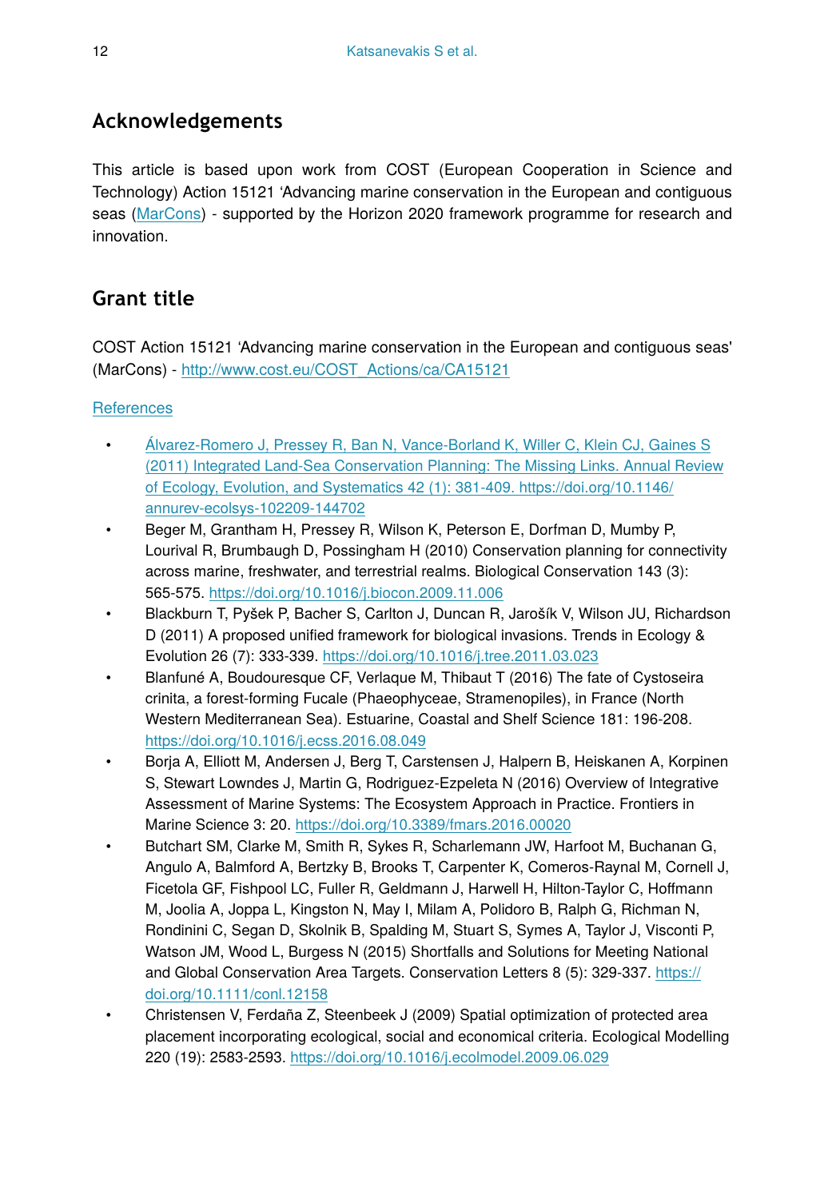## Acknowledgements

This article is based upon work from COST (European Cooperation in Science and Technology) Action 15121 'Advancing marine conservation in the European and contiguous seas (MarCons) - supported by the Horizon 2020 framework programme for research and innovation.

## Grant title

COST Action 15121 'Advancing marine conservation in the European and contiguous seas' (MarCons) - http://www.cost.eu/COST_Actions/ca/CA15121

### References

- Álvarez-Romero J, Pressey R, Ban N, Vance-Borland K, Willer C, Klein CJ, Gaines S (2011) Integrated Land-Sea Conservation Planning: The Missing Links. Annual Review of Ecology, Evolution, and Systematics 42 (1): 381-409. https://doi.org/10.1146/annurev-ecolsys-102209-144702
- Beger M, Grantham H, Pressey R, Wilson K, Peterson E, Dorfman D, Mumby P, Lourival R, Brumbaugh D, Possingham H (2010) Conservation planning for connectivity across marine, freshwater, and terrestrial realms. Biological Conservation 143 (3): 565-575. https://doi.org/10.1016/j.biocon.2009.11.006
- Blackburn T, Pyšek P, Bacher S, Carlton J, Duncan R, Jarošík V, Wilson JU, Richardson D (2011) A proposed unified framework for biological invasions. Trends in Ecology & Evolution 26 (7): 333-339. https://doi.org/10.1016/j.tree.2011.03.023
- Blanfuné A, Boudouresque CF, Verlaque M, Thibaut T (2016) The fate of Cystoseira crinita, a forest-forming Fucale (Phaeophyceae, Stramenopiles), in France (North Western Mediterranean Sea). Estuarine, Coastal and Shelf Science 181: 196-208. https://doi.org/10.1016/j.ecss.2016.08.049
- Borja A, Elliott M, Andersen J, Berg T, Carstensen J, Halpern B, Heiskanen A, Korpinen S, Stewart Lowndes J, Martin G, Rodriguez-Ezpeleta N (2016) Overview of Integrative Assessment of Marine Systems: The Ecosystem Approach in Practice. Frontiers in Marine Science 3: 20. https://doi.org/10.3389/fmars.2016.00020
- Butchart SM, Clarke M, Smith R, Sykes R, Scharlemann JW, Harfoot M, Buchanan G, Angulo A, Balmford A, Bertzky B, Brooks T, Carpenter K, Comeros-Raynal M, Cornell J, Ficetola GF, Fishpool LC, Fuller R, Geldmann J, Harwell H, Hilton-Taylor C, Hoffmann M, Joolia A, Joppa L, Kingston N, May I, Milam A, Polidoro B, Ralph G, Richman N, Rondinini C, Segan D, Skolnik B, Spalding M, Stuart S, Symes A, Taylor J, Visconti P, Watson JM, Wood L, Burgess N (2015) Shortfalls and Solutions for Meeting National and Global Conservation Area Targets. Conservation Letters 8 (5): 329-337. https://doi.org/10.1111/conl.12158
- Christensen V, Ferdaña Z, Steenbeek J (2009) Spatial optimization of protected area placement incorporating ecological, social and economical criteria. Ecological Modelling 220 (19): 2583-2593. https://doi.org/10.1016/j.ecolmodel.2009.06.029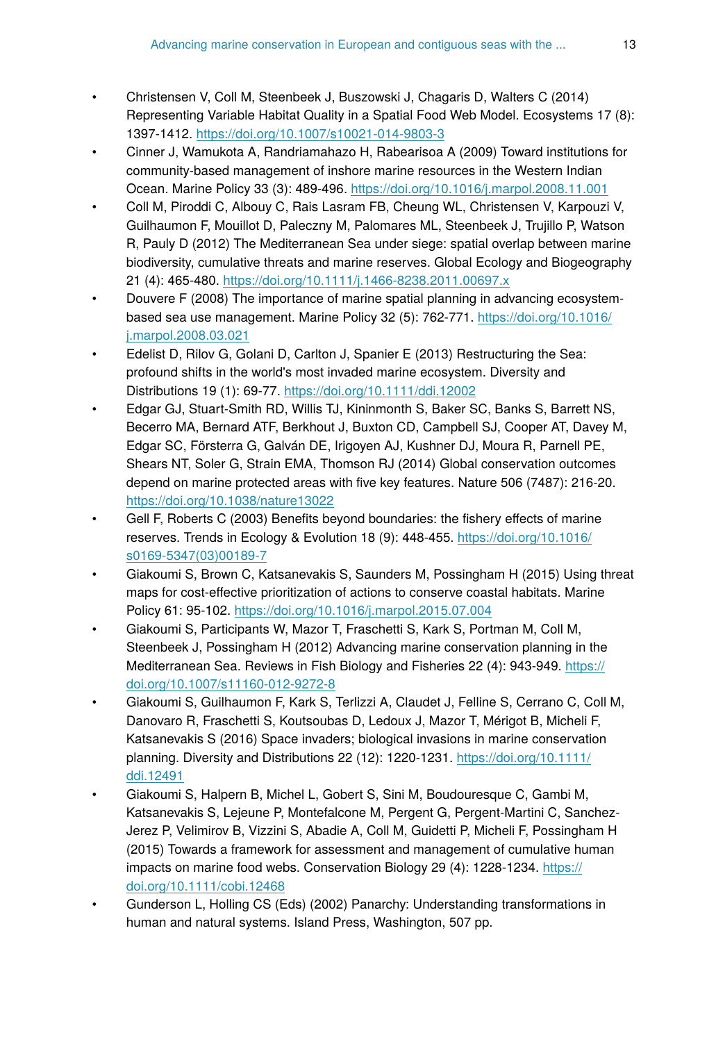- Christensen V, Coll M, Steenbeek J, Buszowski J, Chagaris D, Walters C (2014) Representing Variable Habitat Quality in a Spatial Food Web Model. Ecosystems 17 (8): 1397-1412. https://doi.org/10.1007/s10021-014-9803-3
- Cinner J, Wamukota A, Randriamahazo H, Rabearisoa A (2009) Toward institutions for community-based management of inshore marine resources in the Western Indian Ocean. Marine Policy 33 (3): 489-496. https://doi.org/10.1016/j.marpol.2008.11.001
- Coll M, Piroddi C, Albouy C, Rais Lasram FB, Cheung WL, Christensen V, Karpouzi V, Guilhaumon F, Mouillot D, Paleczny M, Palomares ML, Steenbeek J, Trujillo P, Watson R, Pauly D (2012) The Mediterranean Sea under siege: spatial overlap between marine biodiversity, cumulative threats and marine reserves. Global Ecology and Biogeography 21 (4): 465-480. https://doi.org/10.1111/j.1466-8238.2011.00697.x
- Douvere F (2008) The importance of marine spatial planning in advancing ecosystem-based sea use management. Marine Policy 32 (5): 762-771. https://doi.org/10.1016/j.marpol.2008.03.021
- Edelist D, Rilov G, Golani D, Carlton J, Spanier E (2013) Restructuring the Sea: profound shifts in the world's most invaded marine ecosystem. Diversity and Distributions 19 (1): 69-77. https://doi.org/10.1111/ddi.12002
- Edgar GJ, Stuart-Smith RD, Willis TJ, Kininmonth S, Baker SC, Banks S, Barrett NS, Becerro MA, Bernard ATF, Berkhout J, Buxton CD, Campbell SJ, Cooper AT, Davey M, Edgar SC, Försterra G, Galván DE, Irigoyen AJ, Kushner DJ, Moura R, Parnell PE, Shears NT, Soler G, Strain EMA, Thomson RJ (2014) Global conservation outcomes depend on marine protected areas with five key features. Nature 506 (7487): 216-20. https://doi.org/10.1038/nature13022
- Gell F, Roberts C (2003) Benefits beyond boundaries: the fishery effects of marine reserves. Trends in Ecology & Evolution 18 (9): 448-455. https://doi.org/10.1016/s0169-5347(03)00189-7
- Giakoumi S, Brown C, Katsanevakis S, Saunders M, Possingham H (2015) Using threat maps for cost-effective prioritization of actions to conserve coastal habitats. Marine Policy 61: 95-102. https://doi.org/10.1016/j.marpol.2015.07.004
- Giakoumi S, Participants W, Mazor T, Fraschetti S, Kark S, Portman M, Coll M, Steenbeek J, Possingham H (2012) Advancing marine conservation planning in the Mediterranean Sea. Reviews in Fish Biology and Fisheries 22 (4): 943-949. https://doi.org/10.1007/s11160-012-9272-8
- Giakoumi S, Guilhaumon F, Kark S, Terlizzi A, Claudet J, Felline S, Cerrano C, Coll M, Danovaro R, Fraschetti S, Koutsoubas D, Ledoux J, Mazor T, Mérigot B, Micheli F, Katsanevakis S (2016) Space invaders; biological invasions in marine conservation planning. Diversity and Distributions 22 (12): 1220-1231. https://doi.org/10.1111/ddi.12491
- Giakoumi S, Halpern B, Michel L, Gobert S, Sini M, Boudouresque C, Gambi M, Katsanevakis S, Lejeune P, Montefalcone M, Pergent G, Pergent-Martini C, Sanchez-Jerez P, Velimirov B, Vizzini S, Abadie A, Coll M, Guidetti P, Micheli F, Possingham H (2015) Towards a framework for assessment and management of cumulative human impacts on marine food webs. Conservation Biology 29 (4): 1228-1234. https://doi.org/10.1111/cobi.12468
- Gunderson L, Holling CS (Eds) (2002) Panarchy: Understanding transformations in human and natural systems. Island Press, Washington, 507 pp.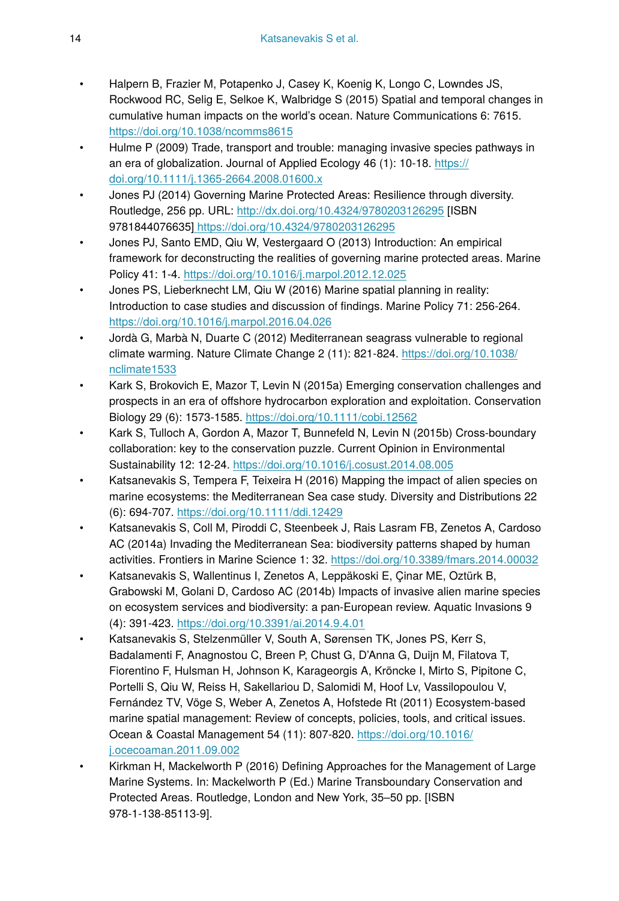- Halpern B, Frazier M, Potapenko J, Casey K, Koenig K, Longo C, Lowndes JS, Rockwood RC, Selig E, Selkoe K, Walbridge S (2015) Spatial and temporal changes in cumulative human impacts on the world's ocean. Nature Communications 6: 7615. https://doi.org/10.1038/ncomms8615
- Hulme P (2009) Trade, transport and trouble: managing invasive species pathways in an era of globalization. Journal of Applied Ecology 46 (1): 10‑18. https://doi.org/10.1111/j.1365-2664.2008.01600.x
- Jones PJ (2014) Governing Marine Protected Areas: Resilience through diversity. Routledge, 256 pp. URL: http://dx.doi.org/10.4324/9780203126295 [ISBN 9781844076635] https://doi.org/10.4324/9780203126295
- Jones PJ, Santo EMD, Qiu W, Vestergaard O (2013) Introduction: An empirical framework for deconstructing the realities of governing marine protected areas. Marine Policy 41: 1‑4. https://doi.org/10.1016/j.marpol.2012.12.025
- Jones PS, Lieberknecht LM, Qiu W (2016) Marine spatial planning in reality: Introduction to case studies and discussion of findings. Marine Policy 71: 256‑264. https://doi.org/10.1016/j.marpol.2016.04.026
- Jordà G, Marbà N, Duarte C (2012) Mediterranean seagrass vulnerable to regional climate warming. Nature Climate Change 2 (11): 821‑824. https://doi.org/10.1038/nclimate1533
- Kark S, Brokovich E, Mazor T, Levin N (2015a) Emerging conservation challenges and prospects in an era of offshore hydrocarbon exploration and exploitation. Conservation Biology 29 (6): 1573‑1585. https://doi.org/10.1111/cobi.12562
- Kark S, Tulloch A, Gordon A, Mazor T, Bunnefeld N, Levin N (2015b) Cross-boundary collaboration: key to the conservation puzzle. Current Opinion in Environmental Sustainability 12: 12‑24. https://doi.org/10.1016/j.cosust.2014.08.005
- Katsanevakis S, Tempera F, Teixeira H (2016) Mapping the impact of alien species on marine ecosystems: the Mediterranean Sea case study. Diversity and Distributions 22 (6): 694‑707. https://doi.org/10.1111/ddi.12429
- Katsanevakis S, Coll M, Piroddi C, Steenbeek J, Rais Lasram FB, Zenetos A, Cardoso AC (2014a) Invading the Mediterranean Sea: biodiversity patterns shaped by human activities. Frontiers in Marine Science 1: 32. https://doi.org/10.3389/fmars.2014.00032
- Katsanevakis S, Wallentinus I, Zenetos A, Leppäkoski E, Çinar ME, Oztürk B, Grabowski M, Golani D, Cardoso AC (2014b) Impacts of invasive alien marine species on ecosystem services and biodiversity: a pan-European review. Aquatic Invasions 9 (4): 391‑423. https://doi.org/10.3391/ai.2014.9.4.01
- Katsanevakis S, Stelzenmüller V, South A, Sørensen TK, Jones PS, Kerr S, Badalamenti F, Anagnostou C, Breen P, Chust G, D'Anna G, Duijn M, Filatova T, Fiorentino F, Hulsman H, Johnson K, Karageorgis A, Kröncke I, Mirto S, Pipitone C, Portelli S, Qiu W, Reiss H, Sakellariou D, Salomidi M, Hoof Lv, Vassilopoulou V, Fernández TV, Vöge S, Weber A, Zenetos A, Hofstede Rt (2011) Ecosystem-based marine spatial management: Review of concepts, policies, tools, and critical issues. Ocean & Coastal Management 54 (11): 807‑820. https://doi.org/10.1016/j.ocecoaman.2011.09.002
- Kirkman H, Mackelworth P (2016) Defining Approaches for the Management of Large Marine Systems. In: Mackelworth P (Ed.) Marine Transboundary Conservation and Protected Areas. Routledge, London and New York, 35–50 pp. [ISBN 978-1-138-85113-9].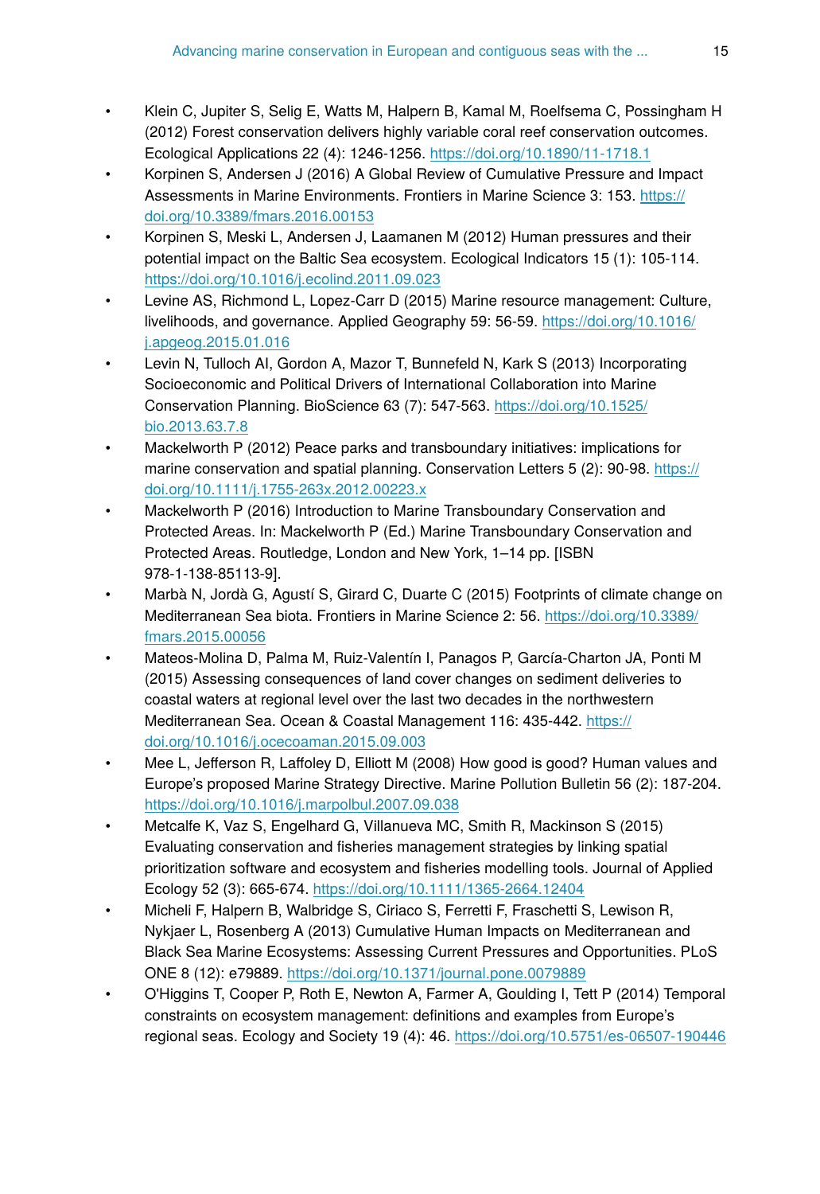- Klein C, Jupiter S, Selig E, Watts M, Halpern B, Kamal M, Roelfsema C, Possingham H (2012) Forest conservation delivers highly variable coral reef conservation outcomes. Ecological Applications 22 (4): 1246-1256. https://doi.org/10.1890/11-1718.1
- Korpinen S, Andersen J (2016) A Global Review of Cumulative Pressure and Impact Assessments in Marine Environments. Frontiers in Marine Science 3: 153. https://doi.org/10.3389/fmars.2016.00153
- Korpinen S, Meski L, Andersen J, Laamanen M (2012) Human pressures and their potential impact on the Baltic Sea ecosystem. Ecological Indicators 15 (1): 105-114. https://doi.org/10.1016/j.ecolind.2011.09.023
- Levine AS, Richmond L, Lopez-Carr D (2015) Marine resource management: Culture, livelihoods, and governance. Applied Geography 59: 56-59. https://doi.org/10.1016/j.apgeog.2015.01.016
- Levin N, Tulloch AI, Gordon A, Mazor T, Bunnefeld N, Kark S (2013) Incorporating Socioeconomic and Political Drivers of International Collaboration into Marine Conservation Planning. BioScience 63 (7): 547-563. https://doi.org/10.1525/bio.2013.63.7.8
- Mackelworth P (2012) Peace parks and transboundary initiatives: implications for marine conservation and spatial planning. Conservation Letters 5 (2): 90-98. https://doi.org/10.1111/j.1755-263x.2012.00223.x
- Mackelworth P (2016) Introduction to Marine Transboundary Conservation and Protected Areas. In: Mackelworth P (Ed.) Marine Transboundary Conservation and Protected Areas. Routledge, London and New York, 1–14 pp. [ISBN 978-1-138-85113-9].
- Marbà N, Jordà G, Agustí S, Girard C, Duarte C (2015) Footprints of climate change on Mediterranean Sea biota. Frontiers in Marine Science 2: 56. https://doi.org/10.3389/fmars.2015.00056
- Mateos-Molina D, Palma M, Ruiz-Valentín I, Panagos P, García-Charton JA, Ponti M (2015) Assessing consequences of land cover changes on sediment deliveries to coastal waters at regional level over the last two decades in the northwestern Mediterranean Sea. Ocean & Coastal Management 116: 435-442. https://doi.org/10.1016/j.ocecoaman.2015.09.003
- Mee L, Jefferson R, Laffoley D, Elliott M (2008) How good is good? Human values and Europe's proposed Marine Strategy Directive. Marine Pollution Bulletin 56 (2): 187-204. https://doi.org/10.1016/j.marpolbul.2007.09.038
- Metcalfe K, Vaz S, Engelhard G, Villanueva MC, Smith R, Mackinson S (2015) Evaluating conservation and fisheries management strategies by linking spatial prioritization software and ecosystem and fisheries modelling tools. Journal of Applied Ecology 52 (3): 665-674. https://doi.org/10.1111/1365-2664.12404
- Micheli F, Halpern B, Walbridge S, Ciriaco S, Ferretti F, Fraschetti S, Lewison R, Nykjaer L, Rosenberg A (2013) Cumulative Human Impacts on Mediterranean and Black Sea Marine Ecosystems: Assessing Current Pressures and Opportunities. PLoS ONE 8 (12): e79889. https://doi.org/10.1371/journal.pone.0079889
- O'Higgins T, Cooper P, Roth E, Newton A, Farmer A, Goulding I, Tett P (2014) Temporal constraints on ecosystem management: definitions and examples from Europe's regional seas. Ecology and Society 19 (4): 46. https://doi.org/10.5751/es-06507-190446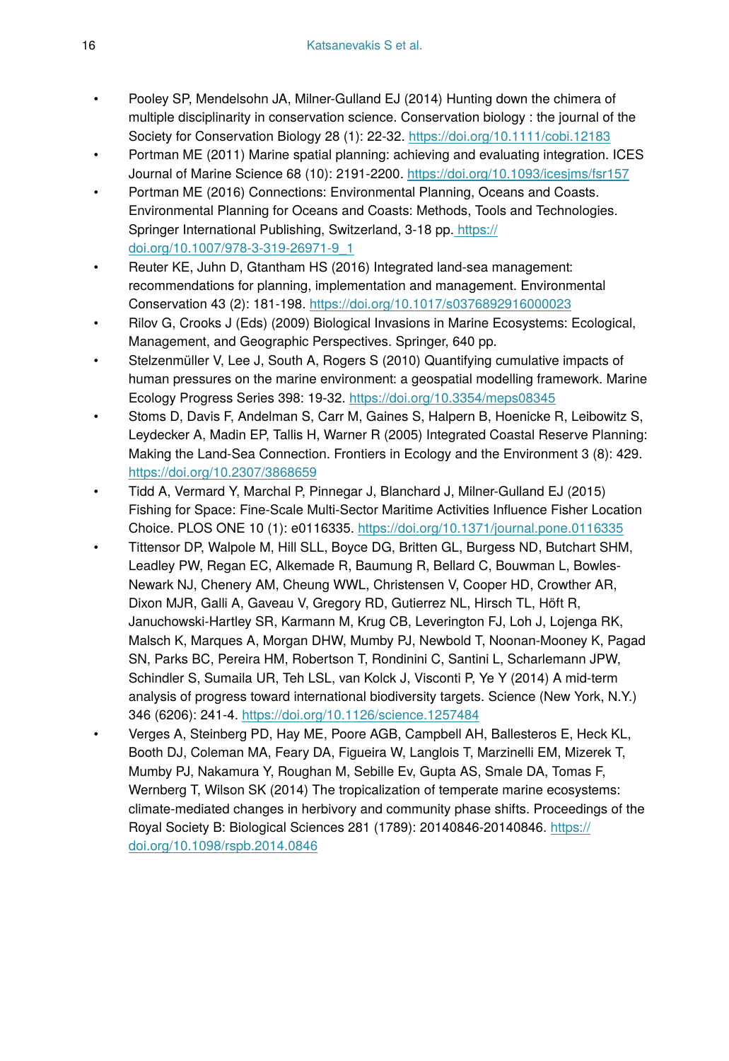- Pooley SP, Mendelsohn JA, Milner-Gulland EJ (2014) Hunting down the chimera of multiple disciplinarity in conservation science. Conservation biology : the journal of the Society for Conservation Biology 28 (1): 22-32. https://doi.org/10.1111/cobi.12183
- Portman ME (2011) Marine spatial planning: achieving and evaluating integration. ICES Journal of Marine Science 68 (10): 2191-2200. https://doi.org/10.1093/icesjms/fsr157
- Portman ME (2016) Connections: Environmental Planning, Oceans and Coasts. Environmental Planning for Oceans and Coasts: Methods, Tools and Technologies. Springer International Publishing, Switzerland, 3-18 pp. https://doi.org/10.1007/978-3-319-26971-9_1
- Reuter KE, Juhn D, Gtantham HS (2016) Integrated land-sea management: recommendations for planning, implementation and management. Environmental Conservation 43 (2): 181-198. https://doi.org/10.1017/s0376892916000023
- Rilov G, Crooks J (Eds) (2009) Biological Invasions in Marine Ecosystems: Ecological, Management, and Geographic Perspectives. Springer, 640 pp.
- Stelzenmüller V, Lee J, South A, Rogers S (2010) Quantifying cumulative impacts of human pressures on the marine environment: a geospatial modelling framework. Marine Ecology Progress Series 398: 19-32. https://doi.org/10.3354/meps08345
- Stoms D, Davis F, Andelman S, Carr M, Gaines S, Halpern B, Hoenicke R, Leibowitz S, Leydecker A, Madin EP, Tallis H, Warner R (2005) Integrated Coastal Reserve Planning: Making the Land-Sea Connection. Frontiers in Ecology and the Environment 3 (8): 429. https://doi.org/10.2307/3868659
- Tidd A, Vermard Y, Marchal P, Pinnegar J, Blanchard J, Milner-Gulland EJ (2015) Fishing for Space: Fine-Scale Multi-Sector Maritime Activities Influence Fisher Location Choice. PLOS ONE 10 (1): e0116335. https://doi.org/10.1371/journal.pone.0116335
- Tittensor DP, Walpole M, Hill SLL, Boyce DG, Britten GL, Burgess ND, Butchart SHM, Leadley PW, Regan EC, Alkemade R, Baumung R, Bellard C, Bouwman L, Bowles-Newark NJ, Chenery AM, Cheung WWL, Christensen V, Cooper HD, Crowther AR, Dixon MJR, Galli A, Gaveau V, Gregory RD, Gutierrez NL, Hirsch TL, Höft R, Januchowski-Hartley SR, Karmann M, Krug CB, Leverington FJ, Loh J, Lojenga RK, Malsch K, Marques A, Morgan DHW, Mumby PJ, Newbold T, Noonan-Mooney K, Pagad SN, Parks BC, Pereira HM, Robertson T, Rondinini C, Santini L, Scharlemann JPW, Schindler S, Sumaila UR, Teh LSL, van Kolck J, Visconti P, Ye Y (2014) A mid-term analysis of progress toward international biodiversity targets. Science (New York, N.Y.) 346 (6206): 241-4. https://doi.org/10.1126/science.1257484
- Verges A, Steinberg PD, Hay ME, Poore AGB, Campbell AH, Ballesteros E, Heck KL, Booth DJ, Coleman MA, Feary DA, Figueira W, Langlois T, Marzinelli EM, Mizerek T, Mumby PJ, Nakamura Y, Roughan M, Sebille Ev, Gupta AS, Smale DA, Tomas F, Wernberg T, Wilson SK (2014) The tropicalization of temperate marine ecosystems: climate-mediated changes in herbivory and community phase shifts. Proceedings of the Royal Society B: Biological Sciences 281 (1789): 20140846-20140846. https://doi.org/10.1098/rspb.2014.0846